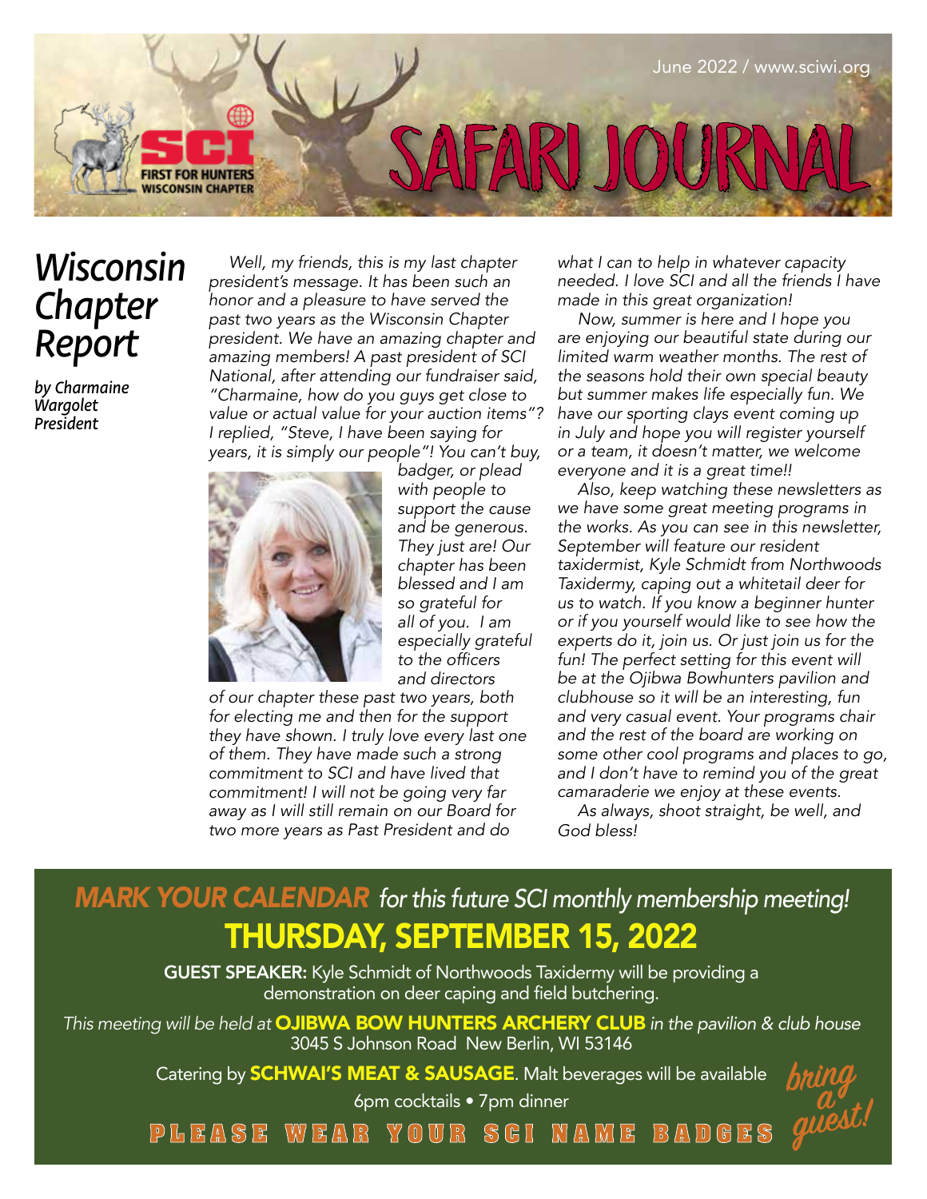# SAFARI JOURNAL

June 2022 / www.sciwi.org

SCI First for Hunters Wisconsin Chapter

## Wisconsin Chapter Report

*by Charmaine Wargolet President*

*Well, my friends, this is my last chapter president's message. It has been such an honor and a pleasure to have served the past two years as the Wisconsin Chapter president. We have an amazing chapter and amazing members! A past president of SCI National, after attending our fundraiser said, "Charmaine, how do you guys get close to value or actual value for your auction items"? I replied, "Steve, I have been saying for years, it is simply our people"! You can't buy, badger, or plead with people to support the cause and be generous. They just are! Our chapter has been blessed and I am so grateful for all of you. I am especially grateful to the officers and directors of our chapter these past two years, both for electing me and then for the support they have shown. I truly love every last one of them. They have made such a strong commitment to SCI and have lived that commitment! I will not be going very far away as I will still remain on our Board for two more years as Past President and do what I can to help in whatever capacity needed. I love SCI and all the friends I have made in this great organization!*

*Now, summer is here and I hope you are enjoying our beautiful state during our limited warm weather months. The rest of the seasons hold their own special beauty but summer makes life especially fun. We have our sporting clays event coming up in July and hope you will register yourself or a team, it doesn't matter, we welcome everyone and it is a great time!!*

*Also, keep watching these newsletters as we have some great meeting programs in the works. As you can see in this newsletter, September will feature our resident taxidermist, Kyle Schmidt from Northwoods Taxidermy, caping out a whitetail deer for us to watch. If you know a beginner hunter or if you yourself would like to see how the experts do it, join us. Or just join us for the fun! The perfect setting for this event will be at the Ojibwa Bowhunters pavilion and clubhouse so it will be an interesting, fun and very casual event. Your programs chair and the rest of the board are working on some other cool programs and places to go, and I don't have to remind you of the great camaraderie we enjoy at these events.*

*As always, shoot straight, be well, and God bless!*

---

## *MARK YOUR CALENDAR for this future SCI monthly membership meeting!*

## THURSDAY, SEPTEMBER 15, 2022

**GUEST SPEAKER:** Kyle Schmidt of Northwoods Taxidermy will be providing a demonstration on deer caping and field butchering.

*This meeting will be held at* **OJIBWA BOW HUNTERS ARCHERY CLUB** *in the pavilion & club house*
3045 S Johnson Road New Berlin, WI 53146

Catering by **SCHWAI'S MEAT & SAUSAGE**. Malt beverages will be available

6pm cocktails • 7pm dinner

*bring a guest!*

**PLEASE WEAR YOUR SCI NAME BADGES**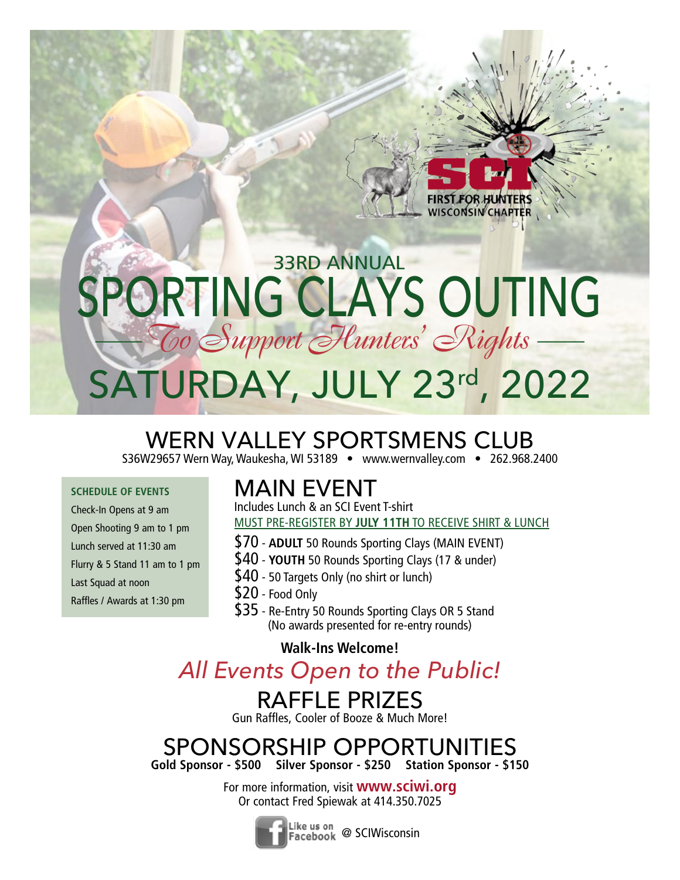SCI

FIRST FOR HUNTERS
WISCONSIN CHAPTER

# 33RD ANNUAL SPORTING CLAYS OUTING

*To Support Hunters' Rights*

## SATURDAY, JULY 23rd, 2022

## WERN VALLEY SPORTSMENS CLUB

S36W29657 Wern Way, Waukesha, WI 53189 • www.wernvalley.com • 262.968.2400

**SCHEDULE OF EVENTS**

Check-In Opens at 9 am
Open Shooting 9 am to 1 pm
Lunch served at 11:30 am
Flurry & 5 Stand 11 am to 1 pm
Last Squad at noon
Raffles / Awards at 1:30 pm

## MAIN EVENT

Includes Lunch & an SCI Event T-shirt

MUST PRE-REGISTER BY **JULY 11TH** TO RECEIVE SHIRT & LUNCH

- $70 - **ADULT** 50 Rounds Sporting Clays (MAIN EVENT)
- $40 - **YOUTH** 50 Rounds Sporting Clays (17 & under)
- $40 - 50 Targets Only (no shirt or lunch)
- $20 - Food Only
- $35 - Re-Entry 50 Rounds Sporting Clays OR 5 Stand (No awards presented for re-entry rounds)

**Walk-Ins Welcome!**

*All Events Open to the Public!*

## RAFFLE PRIZES

Gun Raffles, Cooler of Booze & Much More!

## SPONSORSHIP OPPORTUNITIES

**Gold Sponsor - $500  Silver Sponsor - $250  Station Sponsor - $150**

For more information, visit **www.sciwi.org**
Or contact Fred Spiewak at 414.350.7025

Like us on Facebook @ SCIWisconsin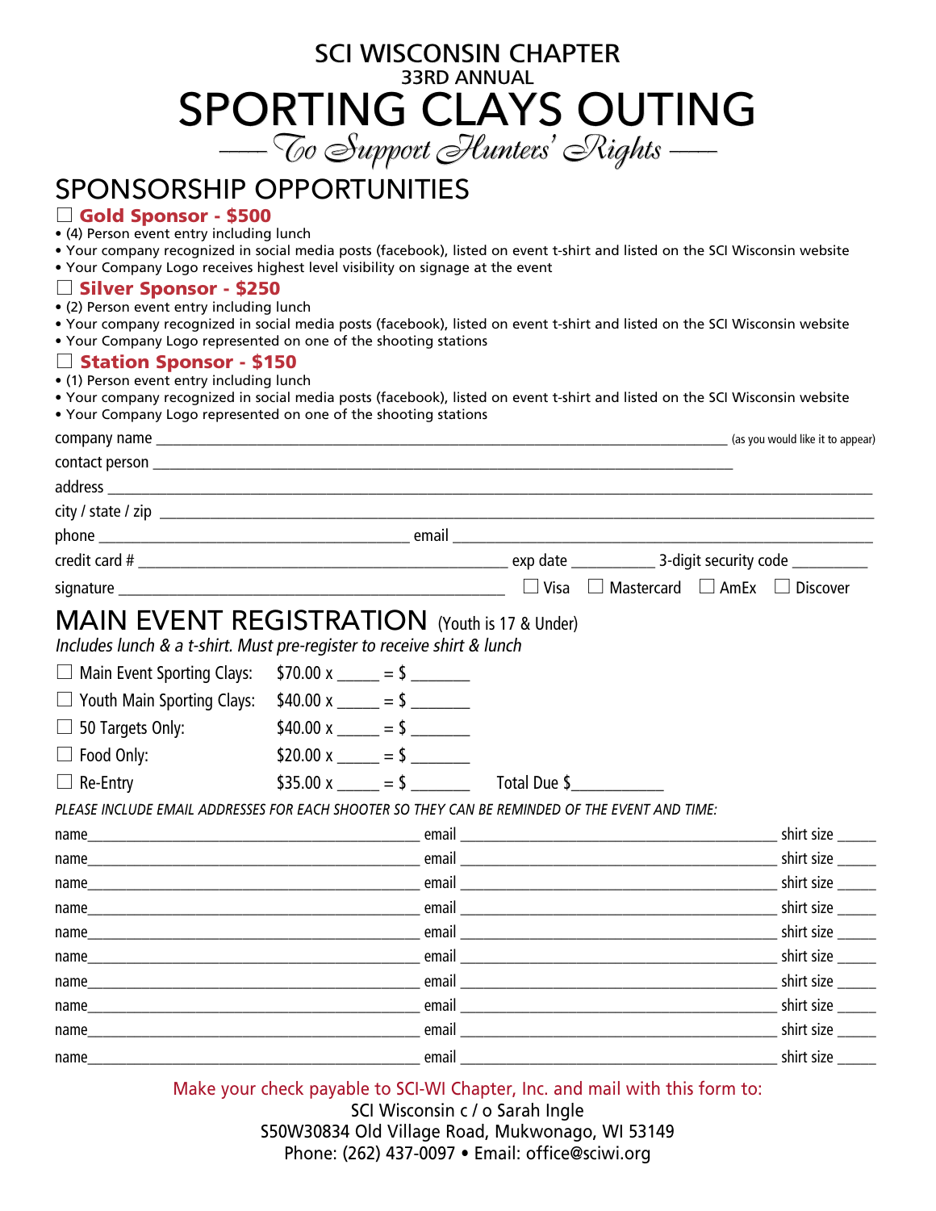# SCI WISCONSIN CHAPTER
## 33RD ANNUAL
# SPORTING CLAYS OUTING
*— To Support Hunters' Rights —*

## SPONSORSHIP OPPORTUNITIES

☐ **Gold Sponsor - $500**
- (4) Person event entry including lunch
- Your company recognized in social media posts (facebook), listed on event t-shirt and listed on the SCI Wisconsin website
- Your Company Logo receives highest level visibility on signage at the event

☐ **Silver Sponsor - $250**
- (2) Person event entry including lunch
- Your company recognized in social media posts (facebook), listed on event t-shirt and listed on the SCI Wisconsin website
- Your Company Logo represented on one of the shooting stations

☐ **Station Sponsor - $150**
- (1) Person event entry including lunch
- Your company recognized in social media posts (facebook), listed on event t-shirt and listed on the SCI Wisconsin website
- Your Company Logo represented on one of the shooting stations

company name ______________________________ (as you would like it to appear)

contact person ______________________________

address ______________________________

city / state / zip ______________________________

phone ____________________ email ____________________

credit card # ____________________ exp date __________ 3-digit security code __________

signature ____________________ ☐ Visa ☐ Mastercard ☐ AmEx ☐ Discover

## MAIN EVENT REGISTRATION (Youth is 17 & Under)

*Includes lunch & a t-shirt. Must pre-register to receive shirt & lunch*

☐ Main Event Sporting Clays: $70.00 x _____ = $ _______

☐ Youth Main Sporting Clays: $40.00 x _____ = $ _______

☐ 50 Targets Only: $40.00 x _____ = $ _______

☐ Food Only: $20.00 x _____ = $ _______

☐ Re-Entry $35.00 x _____ = $ _______ Total Due $___________

*PLEASE INCLUDE EMAIL ADDRESSES FOR EACH SHOOTER SO THEY CAN BE REMINDED OF THE EVENT AND TIME:*

name____________________ email ____________________ shirt size _____

name____________________ email ____________________ shirt size _____

name____________________ email ____________________ shirt size _____

name____________________ email ____________________ shirt size _____

name____________________ email ____________________ shirt size _____

name____________________ email ____________________ shirt size _____

name____________________ email ____________________ shirt size _____

name____________________ email ____________________ shirt size _____

name____________________ email ____________________ shirt size _____

name____________________ email ____________________ shirt size _____

Make your check payable to SCI-WI Chapter, Inc. and mail with this form to:
SCI Wisconsin c / o Sarah Ingle
S50W30834 Old Village Road, Mukwonago, WI 53149
Phone: (262) 437-0097 • Email: office@sciwi.org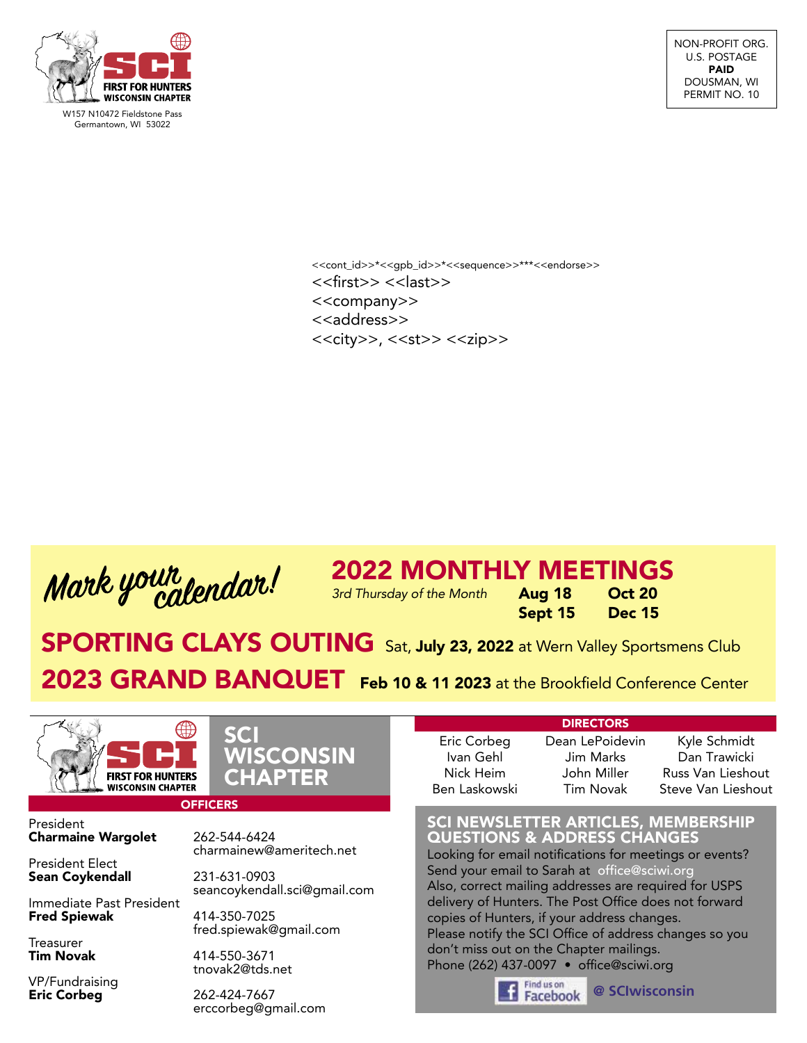FIRST FOR HUNTERS
WISCONSIN CHAPTER

W157 N10472 Fieldstone Pass
Germantown, WI 53022

NON-PROFIT ORG.
U.S. POSTAGE
**PAID**
DOUSMAN, WI
PERMIT NO. 10

<<cont_id>>*<<gpb_id>>*<<sequence>>***<<endorse>>
<<first>> <<last>>
<<company>>
<<address>>
<<city>>, <<st>> <<zip>>

*Mark your calendar!*

## 2022 MONTHLY MEETINGS

*3rd Thursday of the Month*

| | |
|---|---|
| **Aug 18** | **Oct 20** |
| **Sept 15** | **Dec 15** |

## SPORTING CLAYS OUTING

Sat, **July 23, 2022** at Wern Valley Sportsmens Club

## 2023 GRAND BANQUET

**Feb 10 & 11 2023** at the Brookfield Conference Center

# SCI WISCONSIN CHAPTER

FIRST FOR HUNTERS
WISCONSIN CHAPTER

## OFFICERS

President
**Charmaine Wargolet**
262-544-6424
charmainew@ameritech.net

President Elect
**Sean Coykendall**
231-631-0903
seancoykendall.sci@gmail.com

Immediate Past President
**Fred Spiewak**
414-350-7025
fred.spiewak@gmail.com

Treasurer
**Tim Novak**
414-550-3671
tnovak2@tds.net

VP/Fundraising
**Eric Corbeg**
262-424-7667
erccorbeg@gmail.com

## DIRECTORS

| | | |
|---|---|---|
| Eric Corbeg | Dean LePoidevin | Kyle Schmidt |
| Ivan Gehl | Jim Marks | Dan Trawicki |
| Nick Heim | John Miller | Russ Van Lieshout |
| Ben Laskowski | Tim Novak | Steve Van Lieshout |

## SCI NEWSLETTER ARTICLES, MEMBERSHIP QUESTIONS & ADDRESS CHANGES

Looking for email notifications for meetings or events? Send your email to Sarah at office@sciwi.org

Also, correct mailing addresses are required for USPS delivery of Hunters. The Post Office does not forward copies of Hunters, if your address changes.

Please notify the SCI Office of address changes so you don't miss out on the Chapter mailings.

Phone (262) 437-0097 • office@sciwi.org

Find us on Facebook **@ SCIwisconsin**